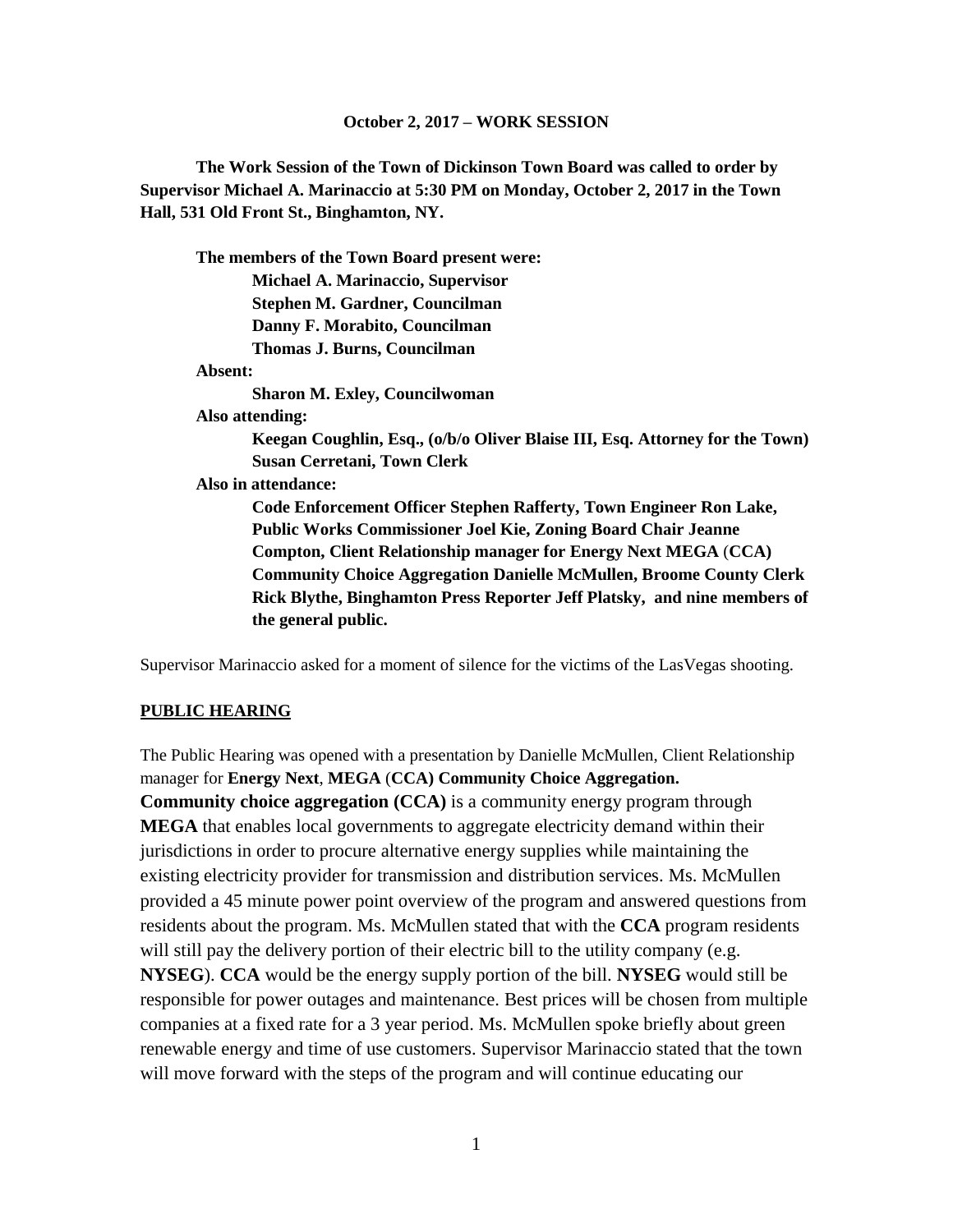**October 2, 2017 – WORK SESSION**

**The Work Session of the Town of Dickinson Town Board was called to order by Supervisor Michael A. Marinaccio at 5:30 PM on Monday, October 2, 2017 in the Town Hall, 531 Old Front St., Binghamton, NY.**

**The members of the Town Board present were:**
**Michael A. Marinaccio, Supervisor**
**Stephen M. Gardner, Councilman**
**Danny F. Morabito, Councilman**
**Thomas J. Burns, Councilman**

**Absent:**
**Sharon M. Exley, Councilwoman**

**Also attending:**
**Keegan Coughlin, Esq., (o/b/o Oliver Blaise III, Esq. Attorney for the Town)**
**Susan Cerretani, Town Clerk**

**Also in attendance:**
**Code Enforcement Officer Stephen Rafferty, Town Engineer Ron Lake, Public Works Commissioner Joel Kie, Zoning Board Chair Jeanne Compton, Client Relationship manager for Energy Next MEGA (CCA) Community Choice Aggregation Danielle McMullen, Broome County Clerk Rick Blythe, Binghamton Press Reporter Jeff Platsky, and nine members of the general public.**

Supervisor Marinaccio asked for a moment of silence for the victims of the LasVegas shooting.

**PUBLIC HEARING**

The Public Hearing was opened with a presentation by Danielle McMullen, Client Relationship manager for **Energy Next**, **MEGA** (**CCA) Community Choice Aggregation.**
**Community choice aggregation (CCA)** is a community energy program through **MEGA** that enables local governments to aggregate electricity demand within their jurisdictions in order to procure alternative energy supplies while maintaining the existing electricity provider for transmission and distribution services. Ms. McMullen provided a 45 minute power point overview of the program and answered questions from residents about the program. Ms. McMullen stated that with the **CCA** program residents will still pay the delivery portion of their electric bill to the utility company (e.g. **NYSEG**). **CCA** would be the energy supply portion of the bill. **NYSEG** would still be responsible for power outages and maintenance. Best prices will be chosen from multiple companies at a fixed rate for a 3 year period. Ms. McMullen spoke briefly about green renewable energy and time of use customers. Supervisor Marinaccio stated that the town will move forward with the steps of the program and will continue educating our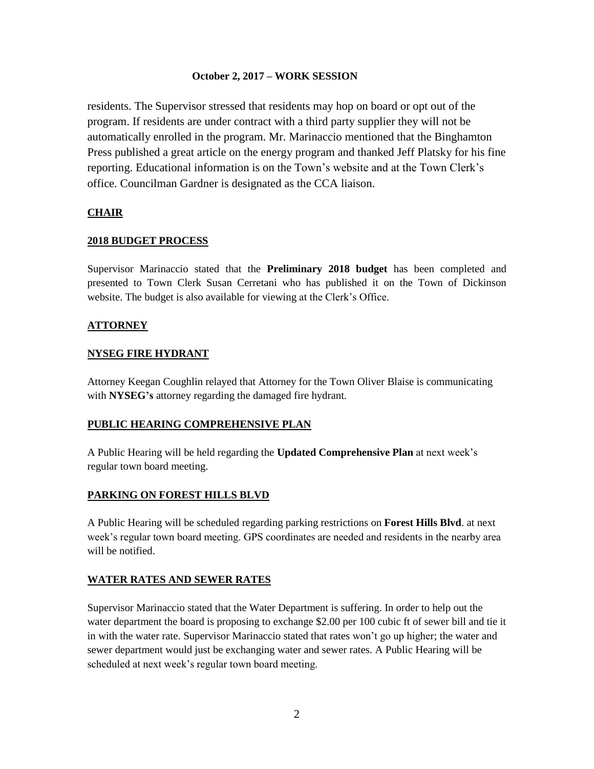residents. The Supervisor stressed that residents may hop on board or opt out of the program. If residents are under contract with a third party supplier they will not be automatically enrolled in the program. Mr. Marinaccio mentioned that the Binghamton Press published a great article on the energy program and thanked Jeff Platsky for his fine reporting. Educational information is on the Town's website and at the Town Clerk's office. Councilman Gardner is designated as the CCA liaison.

## CHAIR

## 2018 BUDGET PROCESS

Supervisor Marinaccio stated that the **Preliminary 2018 budget** has been completed and presented to Town Clerk Susan Cerretani who has published it on the Town of Dickinson website. The budget is also available for viewing at the Clerk's Office.

## ATTORNEY

## NYSEG FIRE HYDRANT

Attorney Keegan Coughlin relayed that Attorney for the Town Oliver Blaise is communicating with **NYSEG's** attorney regarding the damaged fire hydrant.

## PUBLIC HEARING COMPREHENSIVE PLAN

A Public Hearing will be held regarding the **Updated Comprehensive Plan** at next week's regular town board meeting.

## PARKING ON FOREST HILLS BLVD

A Public Hearing will be scheduled regarding parking restrictions on **Forest Hills Blvd**. at next week's regular town board meeting. GPS coordinates are needed and residents in the nearby area will be notified.

## WATER RATES AND SEWER RATES

Supervisor Marinaccio stated that the Water Department is suffering. In order to help out the water department the board is proposing to exchange $2.00 per 100 cubic ft of sewer bill and tie it in with the water rate. Supervisor Marinaccio stated that rates won't go up higher; the water and sewer department would just be exchanging water and sewer rates. A Public Hearing will be scheduled at next week's regular town board meeting.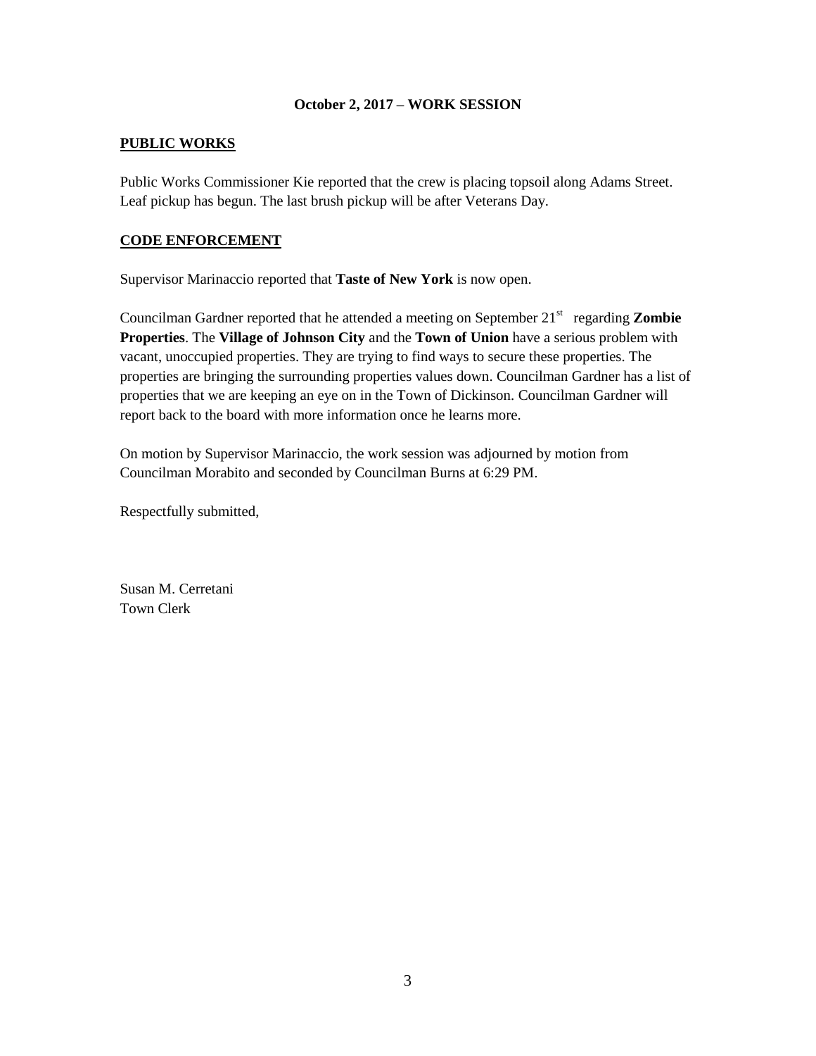**October 2, 2017 – WORK SESSION**

## PUBLIC WORKS

Public Works Commissioner Kie reported that the crew is placing topsoil along Adams Street. Leaf pickup has begun. The last brush pickup will be after Veterans Day.

## CODE ENFORCEMENT

Supervisor Marinaccio reported that **Taste of New York** is now open.

Councilman Gardner reported that he attended a meeting on September 21st regarding **Zombie Properties**. The **Village of Johnson City** and the **Town of Union** have a serious problem with vacant, unoccupied properties. They are trying to find ways to secure these properties. The properties are bringing the surrounding properties values down. Councilman Gardner has a list of properties that we are keeping an eye on in the Town of Dickinson. Councilman Gardner will report back to the board with more information once he learns more.

On motion by Supervisor Marinaccio, the work session was adjourned by motion from Councilman Morabito and seconded by Councilman Burns at 6:29 PM.

Respectfully submitted,

Susan M. Cerretani
Town Clerk